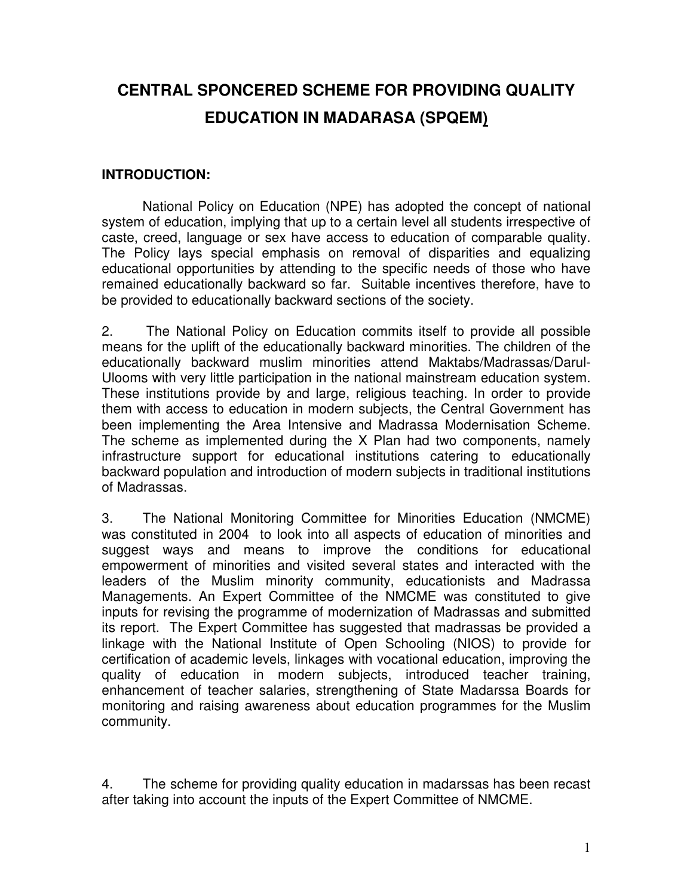# CENTRAL SPONCERED SCHEME FOR PROVIDING QUALITY EDUCATION IN MADARASA (SPQEM)

## INTRODUCTION:

National Policy on Education (NPE) has adopted the concept of national system of education, implying that up to a certain level all students irrespective of caste, creed, language or sex have access to education of comparable quality. The Policy lays special emphasis on removal of disparities and equalizing educational opportunities by attending to the specific needs of those who have remained educationally backward so far. Suitable incentives therefore, have to be provided to educationally backward sections of the society.

2. The National Policy on Education commits itself to provide all possible means for the uplift of the educationally backward minorities. The children of the educationally backward muslim minorities attend Maktabs/Madrassas/Darul-Ulooms with very little participation in the national mainstream education system. These institutions provide by and large, religious teaching. In order to provide them with access to education in modern subjects, the Central Government has been implementing the Area Intensive and Madrassa Modernisation Scheme. The scheme as implemented during the X Plan had two components, namely infrastructure support for educational institutions catering to educationally backward population and introduction of modern subjects in traditional institutions of Madrassas.

3. The National Monitoring Committee for Minorities Education (NMCME) was constituted in 2004 to look into all aspects of education of minorities and suggest ways and means to improve the conditions for educational empowerment of minorities and visited several states and interacted with the leaders of the Muslim minority community, educationists and Madrassa Managements. An Expert Committee of the NMCME was constituted to give inputs for revising the programme of modernization of Madrassas and submitted its report. The Expert Committee has suggested that madrassas be provided a linkage with the National Institute of Open Schooling (NIOS) to provide for certification of academic levels, linkages with vocational education, improving the quality of education in modern subjects, introduced teacher training, enhancement of teacher salaries, strengthening of State Madarssa Boards for monitoring and raising awareness about education programmes for the Muslim community.

4. The scheme for providing quality education in madarssas has been recast after taking into account the inputs of the Expert Committee of NMCME.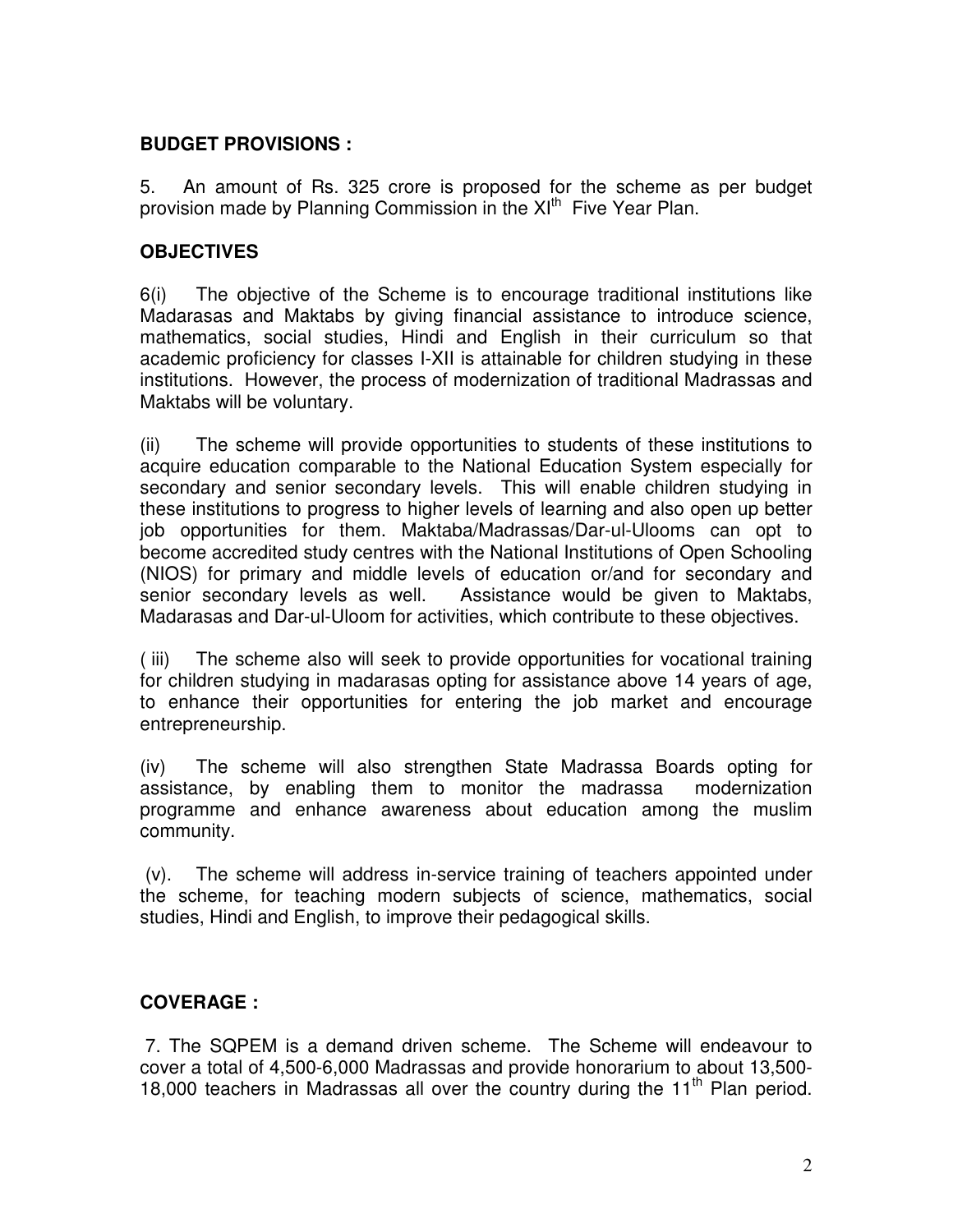**BUDGET PROVISIONS :**

5. An amount of Rs. 325 crore is proposed for the scheme as per budget provision made by Planning Commission in the XIth Five Year Plan.

**OBJECTIVES**

6(i) The objective of the Scheme is to encourage traditional institutions like Madarasas and Maktabs by giving financial assistance to introduce science, mathematics, social studies, Hindi and English in their curriculum so that academic proficiency for classes I-XII is attainable for children studying in these institutions. However, the process of modernization of traditional Madrassas and Maktabs will be voluntary.

(ii) The scheme will provide opportunities to students of these institutions to acquire education comparable to the National Education System especially for secondary and senior secondary levels. This will enable children studying in these institutions to progress to higher levels of learning and also open up better job opportunities for them. Maktaba/Madrassas/Dar-ul-Ulooms can opt to become accredited study centres with the National Institutions of Open Schooling (NIOS) for primary and middle levels of education or/and for secondary and senior secondary levels as well. Assistance would be given to Maktabs, Madarasas and Dar-ul-Uloom for activities, which contribute to these objectives.

( iii) The scheme also will seek to provide opportunities for vocational training for children studying in madarasas opting for assistance above 14 years of age, to enhance their opportunities for entering the job market and encourage entrepreneurship.

(iv) The scheme will also strengthen State Madrassa Boards opting for assistance, by enabling them to monitor the madrassa modernization programme and enhance awareness about education among the muslim community.

(v). The scheme will address in-service training of teachers appointed under the scheme, for teaching modern subjects of science, mathematics, social studies, Hindi and English, to improve their pedagogical skills.

**COVERAGE :**

7. The SQPEM is a demand driven scheme. The Scheme will endeavour to cover a total of 4,500-6,000 Madrassas and provide honorarium to about 13,500-18,000 teachers in Madrassas all over the country during the 11th Plan period.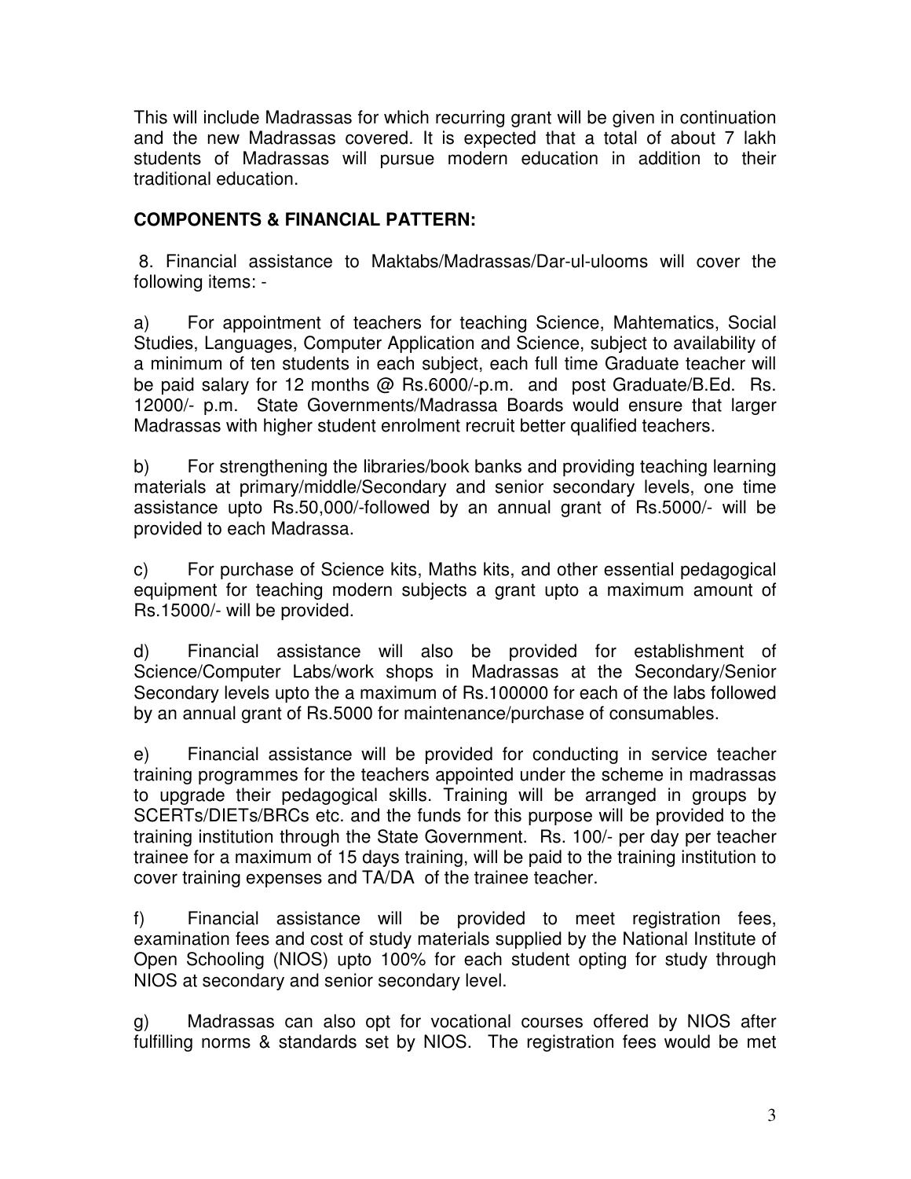This will include Madrassas for which recurring grant will be given in continuation and the new Madrassas covered. It is expected that a total of about 7 lakh students of Madrassas will pursue modern education in addition to their traditional education.

**COMPONENTS & FINANCIAL PATTERN:**

8. Financial assistance to Maktabs/Madrassas/Dar-ul-ulooms will cover the following items: -

a) For appointment of teachers for teaching Science, Mahtematics, Social Studies, Languages, Computer Application and Science, subject to availability of a minimum of ten students in each subject, each full time Graduate teacher will be paid salary for 12 months @ Rs.6000/-p.m. and post Graduate/B.Ed. Rs. 12000/- p.m. State Governments/Madrassa Boards would ensure that larger Madrassas with higher student enrolment recruit better qualified teachers.

b) For strengthening the libraries/book banks and providing teaching learning materials at primary/middle/Secondary and senior secondary levels, one time assistance upto Rs.50,000/-followed by an annual grant of Rs.5000/- will be provided to each Madrassa.

c) For purchase of Science kits, Maths kits, and other essential pedagogical equipment for teaching modern subjects a grant upto a maximum amount of Rs.15000/- will be provided.

d) Financial assistance will also be provided for establishment of Science/Computer Labs/work shops in Madrassas at the Secondary/Senior Secondary levels upto the a maximum of Rs.100000 for each of the labs followed by an annual grant of Rs.5000 for maintenance/purchase of consumables.

e) Financial assistance will be provided for conducting in service teacher training programmes for the teachers appointed under the scheme in madrassas to upgrade their pedagogical skills. Training will be arranged in groups by SCERTs/DIETs/BRCs etc. and the funds for this purpose will be provided to the training institution through the State Government. Rs. 100/- per day per teacher trainee for a maximum of 15 days training, will be paid to the training institution to cover training expenses and TA/DA of the trainee teacher.

f) Financial assistance will be provided to meet registration fees, examination fees and cost of study materials supplied by the National Institute of Open Schooling (NIOS) upto 100% for each student opting for study through NIOS at secondary and senior secondary level.

g) Madrassas can also opt for vocational courses offered by NIOS after fulfilling norms & standards set by NIOS. The registration fees would be met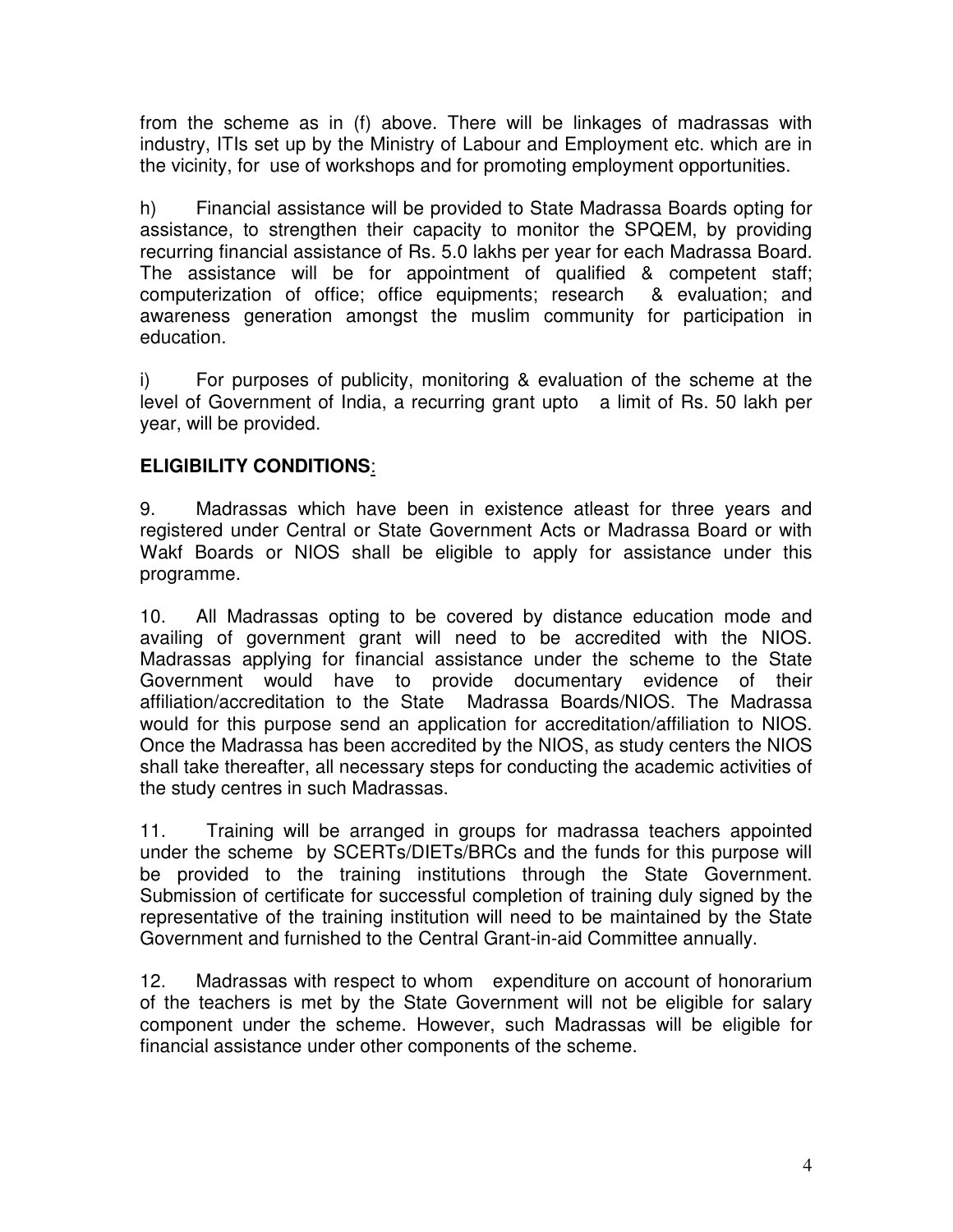from the scheme as in (f) above. There will be linkages of madrassas with industry, ITIs set up by the Ministry of Labour and Employment etc. which are in the vicinity, for use of workshops and for promoting employment opportunities.

h) Financial assistance will be provided to State Madrassa Boards opting for assistance, to strengthen their capacity to monitor the SPQEM, by providing recurring financial assistance of Rs. 5.0 lakhs per year for each Madrassa Board. The assistance will be for appointment of qualified & competent staff; computerization of office; office equipments; research & evaluation; and awareness generation amongst the muslim community for participation in education.

i) For purposes of publicity, monitoring & evaluation of the scheme at the level of Government of India, a recurring grant upto a limit of Rs. 50 lakh per year, will be provided.

## ELIGIBILITY CONDITIONS:

9. Madrassas which have been in existence atleast for three years and registered under Central or State Government Acts or Madrassa Board or with Wakf Boards or NIOS shall be eligible to apply for assistance under this programme.

10. All Madrassas opting to be covered by distance education mode and availing of government grant will need to be accredited with the NIOS. Madrassas applying for financial assistance under the scheme to the State Government would have to provide documentary evidence of their affiliation/accreditation to the State Madrassa Boards/NIOS. The Madrassa would for this purpose send an application for accreditation/affiliation to NIOS. Once the Madrassa has been accredited by the NIOS, as study centers the NIOS shall take thereafter, all necessary steps for conducting the academic activities of the study centres in such Madrassas.

11. Training will be arranged in groups for madrassa teachers appointed under the scheme by SCERTs/DIETs/BRCs and the funds for this purpose will be provided to the training institutions through the State Government. Submission of certificate for successful completion of training duly signed by the representative of the training institution will need to be maintained by the State Government and furnished to the Central Grant-in-aid Committee annually.

12. Madrassas with respect to whom expenditure on account of honorarium of the teachers is met by the State Government will not be eligible for salary component under the scheme. However, such Madrassas will be eligible for financial assistance under other components of the scheme.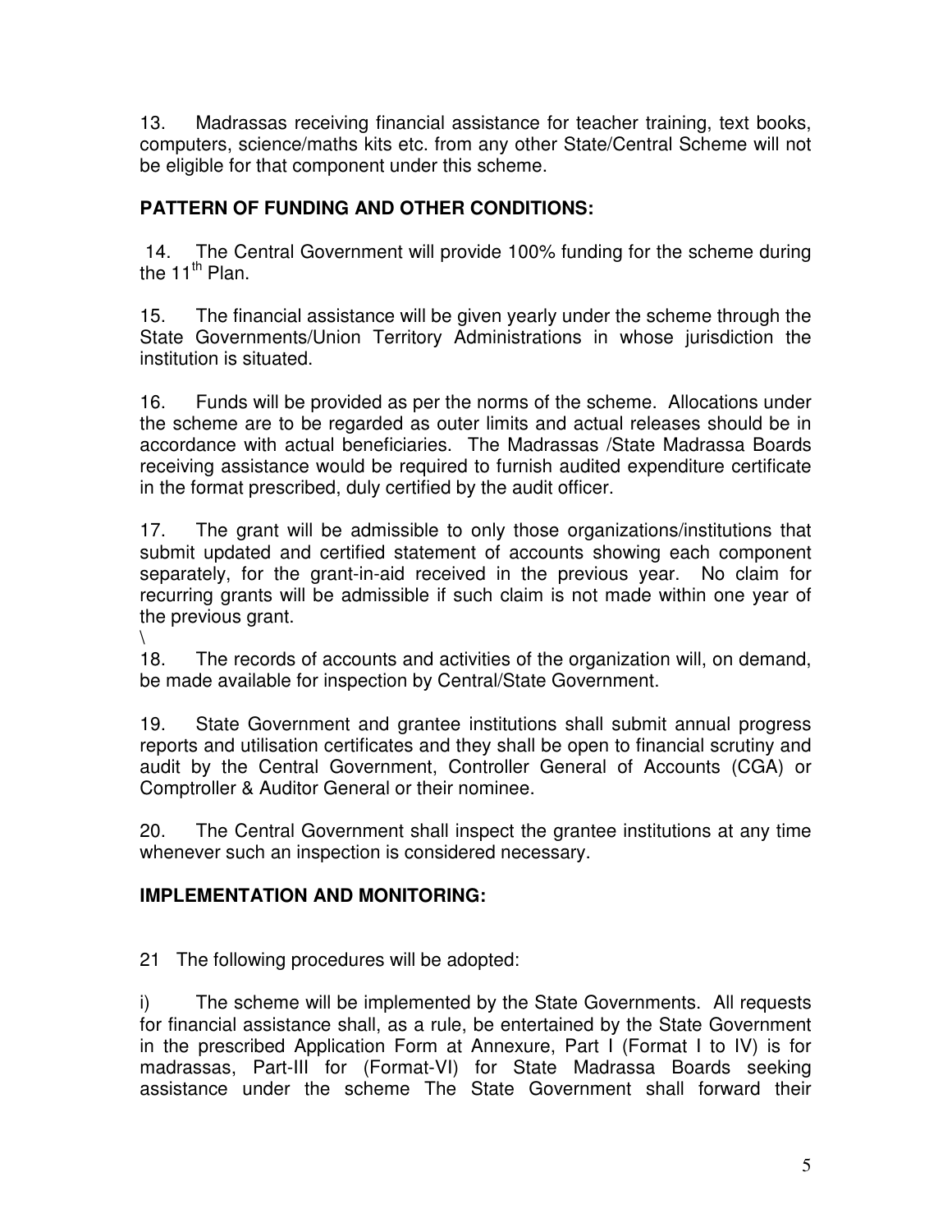13. Madrassas receiving financial assistance for teacher training, text books, computers, science/maths kits etc. from any other State/Central Scheme will not be eligible for that component under this scheme.

## PATTERN OF FUNDING AND OTHER CONDITIONS:

14. The Central Government will provide 100% funding for the scheme during the 11th Plan.

15. The financial assistance will be given yearly under the scheme through the State Governments/Union Territory Administrations in whose jurisdiction the institution is situated.

16. Funds will be provided as per the norms of the scheme. Allocations under the scheme are to be regarded as outer limits and actual releases should be in accordance with actual beneficiaries. The Madrassas /State Madrassa Boards receiving assistance would be required to furnish audited expenditure certificate in the format prescribed, duly certified by the audit officer.

17. The grant will be admissible to only those organizations/institutions that submit updated and certified statement of accounts showing each component separately, for the grant-in-aid received in the previous year. No claim for recurring grants will be admissible if such claim is not made within one year of the previous grant.
\
18. The records of accounts and activities of the organization will, on demand, be made available for inspection by Central/State Government.

19. State Government and grantee institutions shall submit annual progress reports and utilisation certificates and they shall be open to financial scrutiny and audit by the Central Government, Controller General of Accounts (CGA) or Comptroller & Auditor General or their nominee.

20. The Central Government shall inspect the grantee institutions at any time whenever such an inspection is considered necessary.

## IMPLEMENTATION AND MONITORING:

21 The following procedures will be adopted:

i) The scheme will be implemented by the State Governments. All requests for financial assistance shall, as a rule, be entertained by the State Government in the prescribed Application Form at Annexure, Part I (Format I to IV) is for madrassas, Part-III for (Format-VI) for State Madrassa Boards seeking assistance under the scheme The State Government shall forward their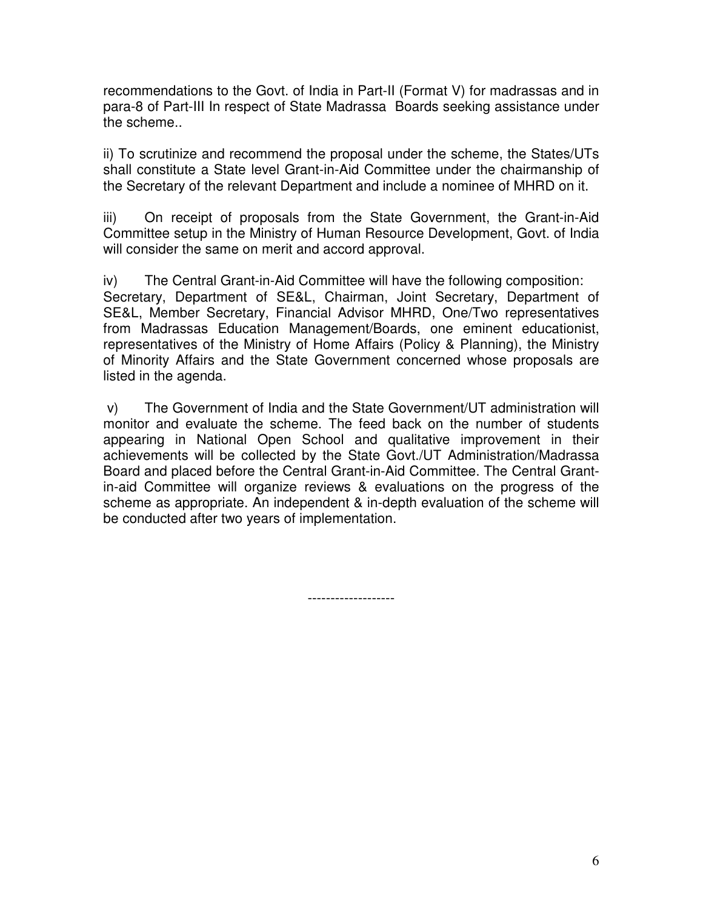recommendations to the Govt. of India in Part-II (Format V) for madrassas and in para-8 of Part-III In respect of State Madrassa Boards seeking assistance under the scheme..

ii) To scrutinize and recommend the proposal under the scheme, the States/UTs shall constitute a State level Grant-in-Aid Committee under the chairmanship of the Secretary of the relevant Department and include a nominee of MHRD on it.

iii) On receipt of proposals from the State Government, the Grant-in-Aid Committee setup in the Ministry of Human Resource Development, Govt. of India will consider the same on merit and accord approval.

iv) The Central Grant-in-Aid Committee will have the following composition: Secretary, Department of SE&L, Chairman, Joint Secretary, Department of SE&L, Member Secretary, Financial Advisor MHRD, One/Two representatives from Madrassas Education Management/Boards, one eminent educationist, representatives of the Ministry of Home Affairs (Policy & Planning), the Ministry of Minority Affairs and the State Government concerned whose proposals are listed in the agenda.

v) The Government of India and the State Government/UT administration will monitor and evaluate the scheme. The feed back on the number of students appearing in National Open School and qualitative improvement in their achievements will be collected by the State Govt./UT Administration/Madrassa Board and placed before the Central Grant-in-Aid Committee. The Central Grant-in-aid Committee will organize reviews & evaluations on the progress of the scheme as appropriate. An independent & in-depth evaluation of the scheme will be conducted after two years of implementation.

-------------------